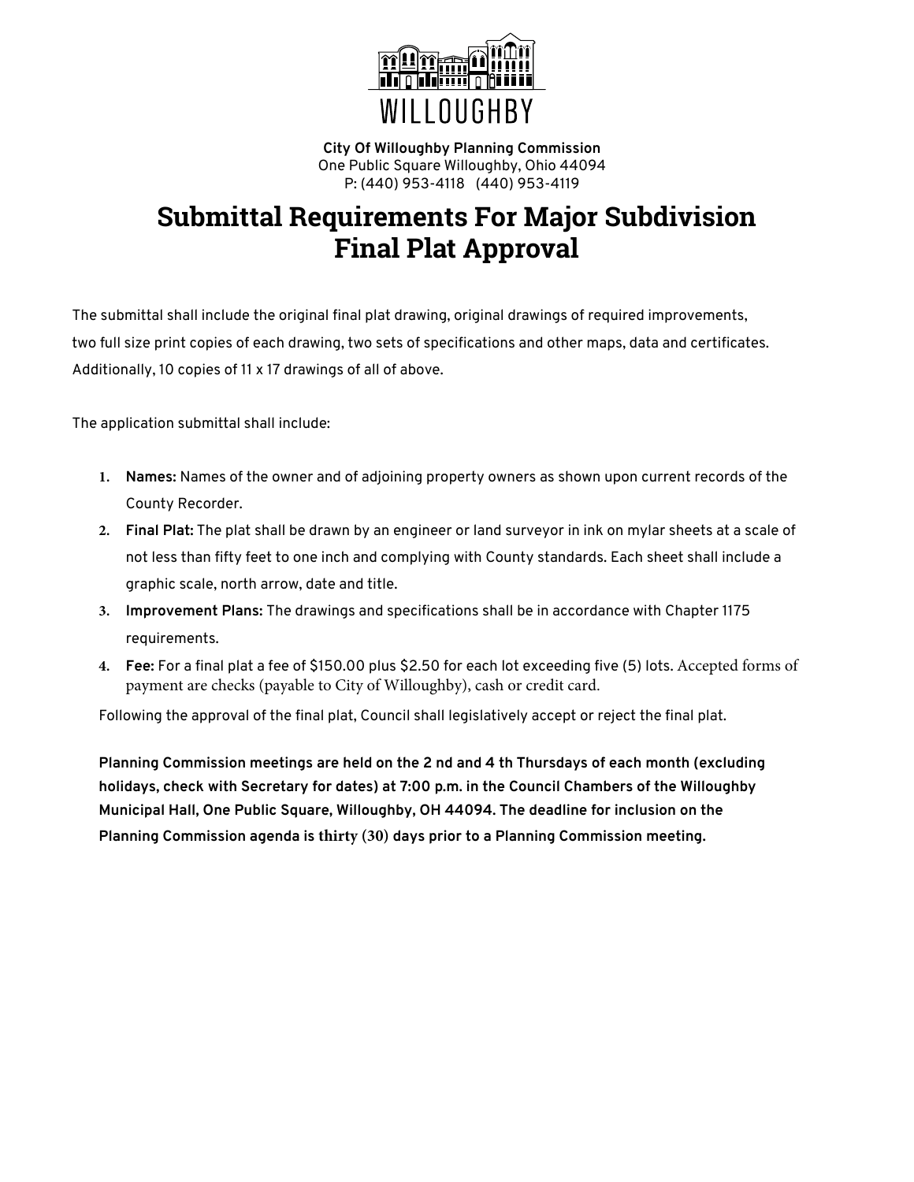WILLOUGHBY

**City Of Willoughby Planning Commission**
One Public Square Willoughby, Ohio 44094
P: (440) 953-4118 (440) 953-4119

# Submittal Requirements For Major Subdivision Final Plat Approval

The submittal shall include the original final plat drawing, original drawings of required improvements, two full size print copies of each drawing, two sets of specifications and other maps, data and certificates. Additionally, 10 copies of 11 x 17 drawings of all of above.

The application submittal shall include:

1. **Names:** Names of the owner and of adjoining property owners as shown upon current records of the County Recorder.
2. **Final Plat:** The plat shall be drawn by an engineer or land surveyor in ink on mylar sheets at a scale of not less than fifty feet to one inch and complying with County standards. Each sheet shall include a graphic scale, north arrow, date and title.
3. **Improvement Plans:** The drawings and specifications shall be in accordance with Chapter 1175 requirements.
4. **Fee:** For a final plat a fee of $150.00 plus $2.50 for each lot exceeding five (5) lots. Accepted forms of payment are checks (payable to City of Willoughby), cash or credit card.

Following the approval of the final plat, Council shall legislatively accept or reject the final plat.

**Planning Commission meetings are held on the 2 nd and 4 th Thursdays of each month (excluding holidays, check with Secretary for dates) at 7:00 p.m. in the Council Chambers of the Willoughby Municipal Hall, One Public Square, Willoughby, OH 44094. The deadline for inclusion on the Planning Commission agenda is thirty (30) days prior to a Planning Commission meeting.**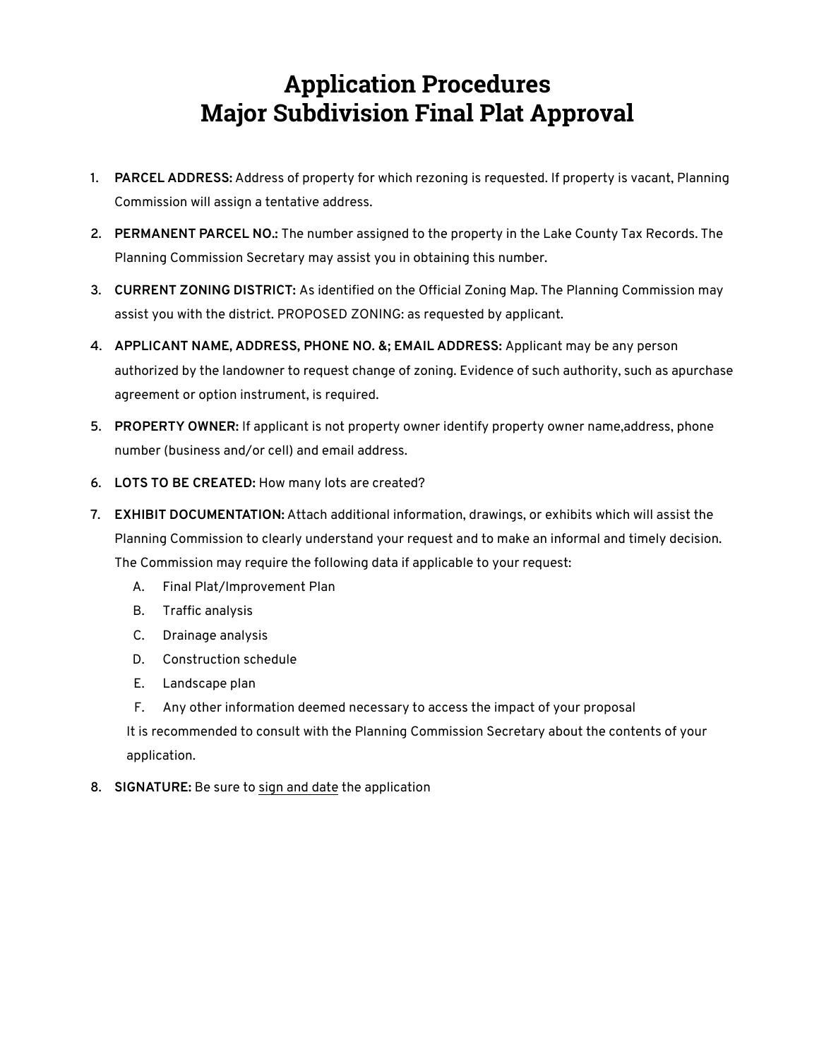# Application Procedures
# Major Subdivision Final Plat Approval

1. **PARCEL ADDRESS:** Address of property for which rezoning is requested. If property is vacant, Planning Commission will assign a tentative address.
2. **PERMANENT PARCEL NO.:** The number assigned to the property in the Lake County Tax Records. The Planning Commission Secretary may assist you in obtaining this number.
3. **CURRENT ZONING DISTRICT:** As identified on the Official Zoning Map. The Planning Commission may assist you with the district. PROPOSED ZONING: as requested by applicant.
4. **APPLICANT NAME, ADDRESS, PHONE NO. &; EMAIL ADDRESS:** Applicant may be any person authorized by the landowner to request change of zoning. Evidence of such authority, such as apurchase agreement or option instrument, is required.
5. **PROPERTY OWNER:** If applicant is not property owner identify property owner name,address, phone number (business and/or cell) and email address.
6. **LOTS TO BE CREATED:** How many lots are created?
7. **EXHIBIT DOCUMENTATION:** Attach additional information, drawings, or exhibits which will assist the Planning Commission to clearly understand your request and to make an informal and timely decision. The Commission may require the following data if applicable to your request:
   A. Final Plat/Improvement Plan
   B. Traffic analysis
   C. Drainage analysis
   D. Construction schedule
   E. Landscape plan
   F. Any other information deemed necessary to access the impact of your proposal

   It is recommended to consult with the Planning Commission Secretary about the contents of your application.
8. **SIGNATURE:** Be sure to sign and date the application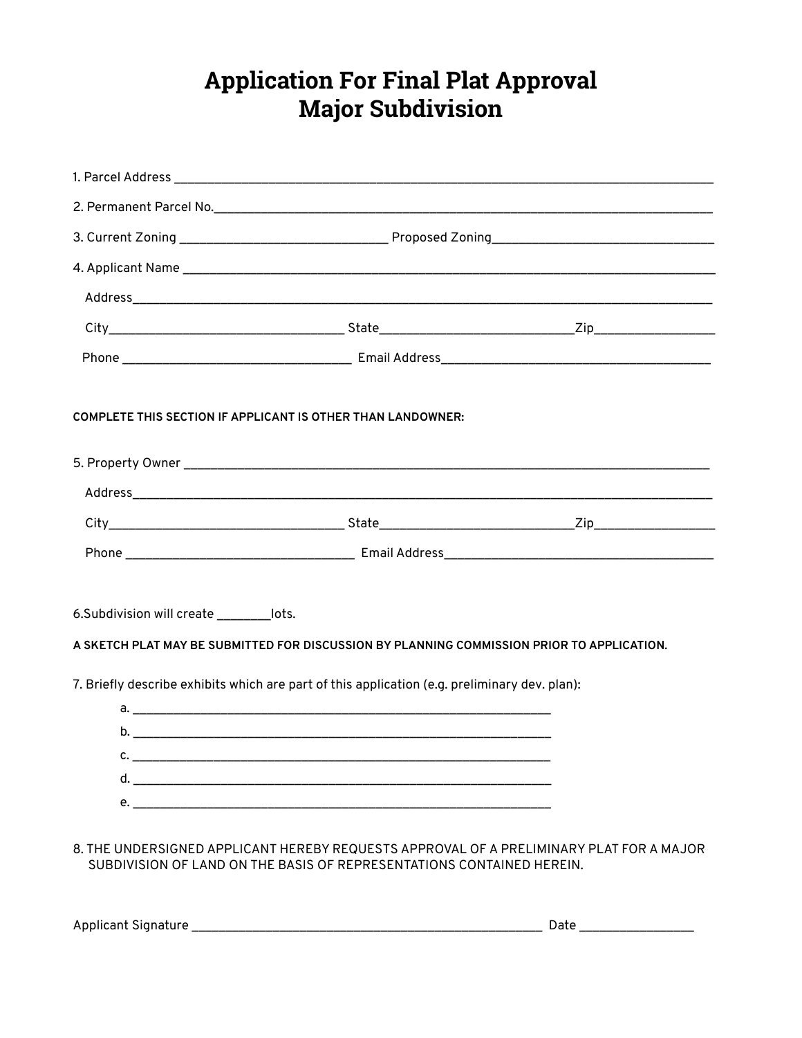# Application For Final Plat Approval
# Major Subdivision

1. Parcel Address ____________________________________________

2. Permanent Parcel No.____________________________________________

3. Current Zoning ____________________ Proposed Zoning____________________

4. Applicant Name ____________________________________________

   Address____________________________________________

   City____________________ State____________________Zip____________

   Phone ____________________ Email Address____________________

**COMPLETE THIS SECTION IF APPLICANT IS OTHER THAN LANDOWNER:**

5. Property Owner ____________________________________________

   Address____________________________________________

   City____________________ State____________________Zip____________

   Phone ____________________ Email Address____________________

6.Subdivision will create ________lots.

**A SKETCH PLAT MAY BE SUBMITTED FOR DISCUSSION BY PLANNING COMMISSION PRIOR TO APPLICATION.**

7. Briefly describe exhibits which are part of this application (e.g. preliminary dev. plan):

   a. ____________________________________________
   b. ____________________________________________
   c. ____________________________________________
   d. ____________________________________________
   e. ____________________________________________

8. THE UNDERSIGNED APPLICANT HEREBY REQUESTS APPROVAL OF A PRELIMINARY PLAT FOR A MAJOR SUBDIVISION OF LAND ON THE BASIS OF REPRESENTATIONS CONTAINED HEREIN.

Applicant Signature ______________________________ Date ____________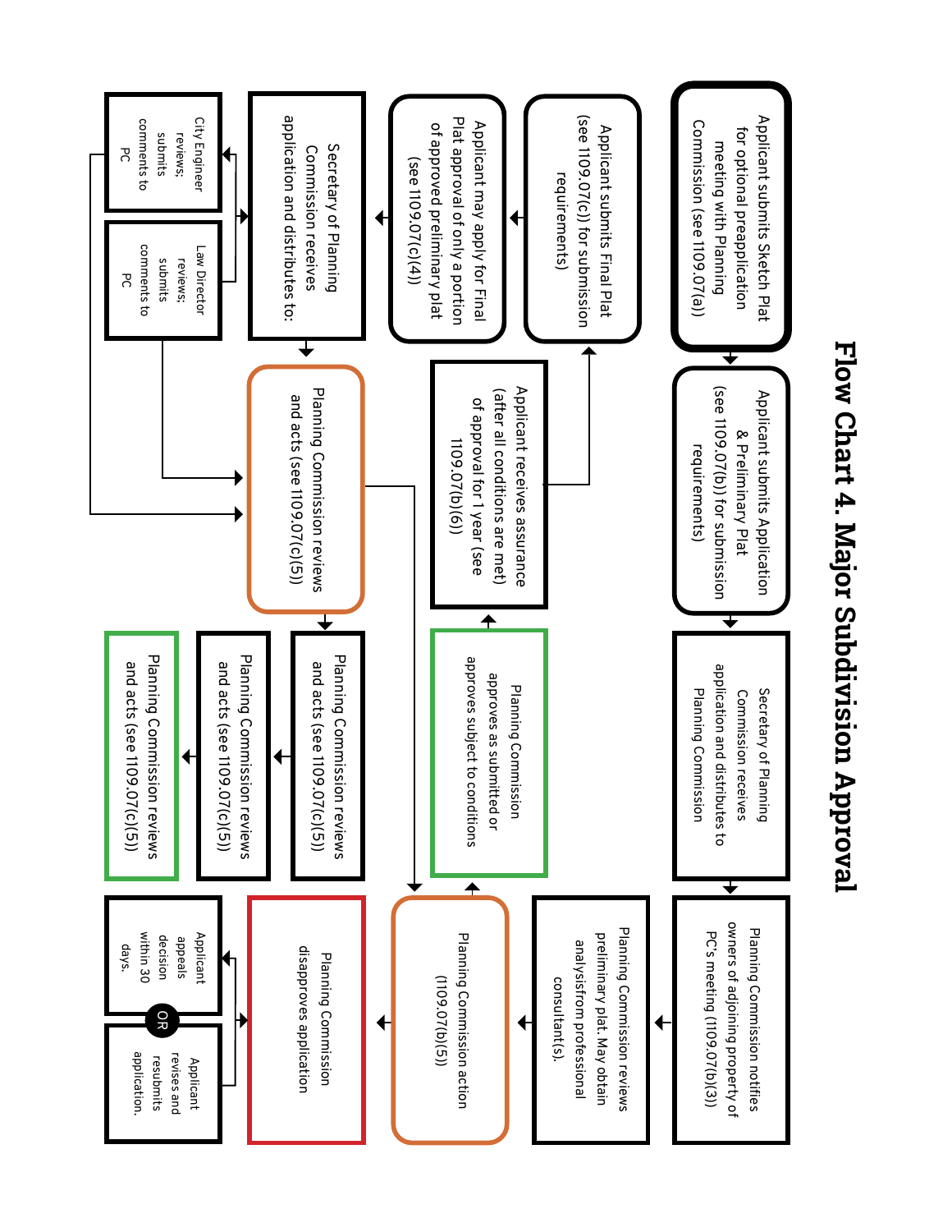# Flow Chart 4. Major Subdivision Approval

Applicant submits Sketch Plat for optional preapplication meeting with Planning Commission (see 1109.07(a))

Applicant submits Application & Preliminary Plat (see 1109.07(b)) for submission requirements)

Secretary of Planning Commission receives application and distributes to Planning Commission

Planning Commission notifies owners of adjoining property of PC's meeting (1109.07(b)(3))

Planning Commission reviews preliminary plat. May obtain analysisfrom professional consultant(s).

Planning Commission action (1109.07(b)(5))

Planning Commission approves as submitted or approves subject to conditions

Planning Commission disapproves application

Applicant appeals decision within 30 days.

OR

Applicant revises and resubmits application.

Applicant receives assurance (after all conditions are met) of approval for 1 year (see 1109.07(b)(6))

Applicant submits Final Plat (see 1109.07(c)) for submission requirements)

Applicant may apply for Final Plat approval of only a portion of approved preliminary plat (see 1109.07(c)(4))

Secretary of Planning Commission receives application and distributes to:

City Engineer reviews; submits comments to PC

Law Director reviews; submits comments to PC

Planning Commission reviews and acts (see 1109.07(c)(5))

Planning Commission reviews and acts (see 1109.07(c)(5))

Planning Commission reviews and acts (see 1109.07(c)(5))

Planning Commission reviews and acts (see 1109.07(c)(5))